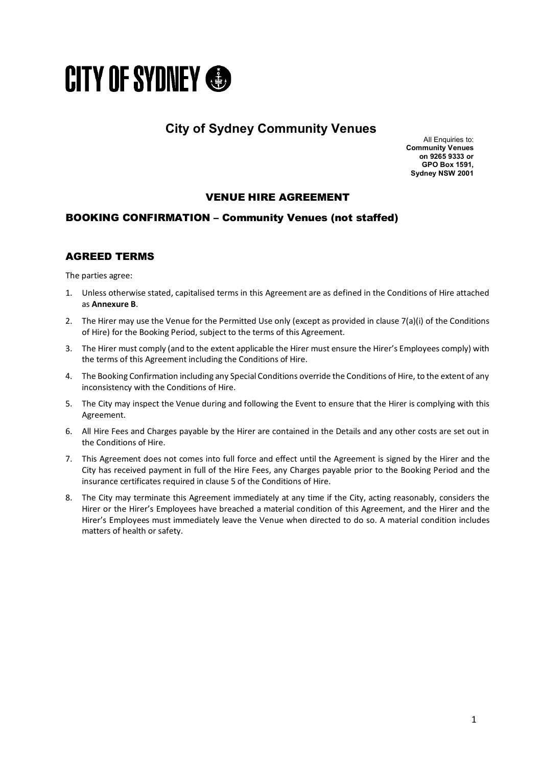# CITY OF SYDNEY

## City of Sydney Community Venues

All Enquiries to:
**Community Venues on 9265 9333 or GPO Box 1591, Sydney NSW 2001**

### VENUE HIRE AGREEMENT

### BOOKING CONFIRMATION – Community Venues (not staffed)

### AGREED TERMS

The parties agree:

1. Unless otherwise stated, capitalised terms in this Agreement are as defined in the Conditions of Hire attached as **Annexure B**.
2. The Hirer may use the Venue for the Permitted Use only (except as provided in clause 7(a)(i) of the Conditions of Hire) for the Booking Period, subject to the terms of this Agreement.
3. The Hirer must comply (and to the extent applicable the Hirer must ensure the Hirer's Employees comply) with the terms of this Agreement including the Conditions of Hire.
4. The Booking Confirmation including any Special Conditions override the Conditions of Hire, to the extent of any inconsistency with the Conditions of Hire.
5. The City may inspect the Venue during and following the Event to ensure that the Hirer is complying with this Agreement.
6. All Hire Fees and Charges payable by the Hirer are contained in the Details and any other costs are set out in the Conditions of Hire.
7. This Agreement does not comes into full force and effect until the Agreement is signed by the Hirer and the City has received payment in full of the Hire Fees, any Charges payable prior to the Booking Period and the insurance certificates required in clause 5 of the Conditions of Hire.
8. The City may terminate this Agreement immediately at any time if the City, acting reasonably, considers the Hirer or the Hirer's Employees have breached a material condition of this Agreement, and the Hirer and the Hirer's Employees must immediately leave the Venue when directed to do so. A material condition includes matters of health or safety.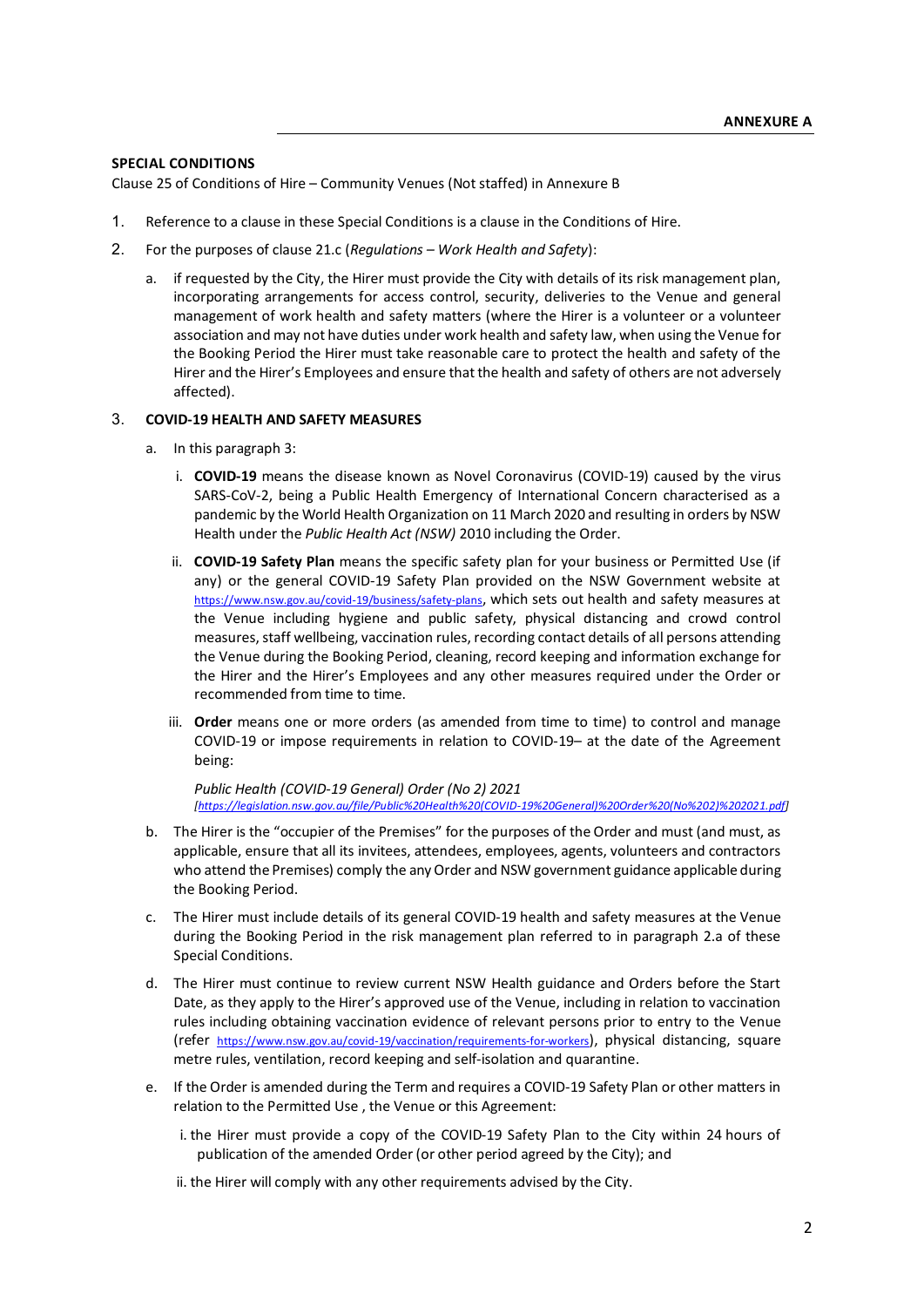**ANNEXURE A**

**SPECIAL CONDITIONS**

Clause 25 of Conditions of Hire – Community Venues (Not staffed) in Annexure B

1. Reference to a clause in these Special Conditions is a clause in the Conditions of Hire.

2. For the purposes of clause 21.c (*Regulations – Work Health and Safety*):

   a. if requested by the City, the Hirer must provide the City with details of its risk management plan, incorporating arrangements for access control, security, deliveries to the Venue and general management of work health and safety matters (where the Hirer is a volunteer or a volunteer association and may not have duties under work health and safety law, when using the Venue for the Booking Period the Hirer must take reasonable care to protect the health and safety of the Hirer and the Hirer's Employees and ensure that the health and safety of others are not adversely affected).

3. **COVID-19 HEALTH AND SAFETY MEASURES**

   a. In this paragraph 3:

      i. **COVID-19** means the disease known as Novel Coronavirus (COVID-19) caused by the virus SARS-CoV-2, being a Public Health Emergency of International Concern characterised as a pandemic by the World Health Organization on 11 March 2020 and resulting in orders by NSW Health under the *Public Health Act (NSW)* 2010 including the Order.

      ii. **COVID-19 Safety Plan** means the specific safety plan for your business or Permitted Use (if any) or the general COVID-19 Safety Plan provided on the NSW Government website at https://www.nsw.gov.au/covid-19/business/safety-plans, which sets out health and safety measures at the Venue including hygiene and public safety, physical distancing and crowd control measures, staff wellbeing, vaccination rules, recording contact details of all persons attending the Venue during the Booking Period, cleaning, record keeping and information exchange for the Hirer and the Hirer's Employees and any other measures required under the Order or recommended from time to time.

      iii. **Order** means one or more orders (as amended from time to time) to control and manage COVID-19 or impose requirements in relation to COVID-19– at the date of the Agreement being:

         *Public Health (COVID-19 General) Order (No 2) 2021*
         *[https://legislation.nsw.gov.au/file/Public%20Health%20(COVID-19%20General)%20Order%20(No%202)%202021.pdf]*

   b. The Hirer is the "occupier of the Premises" for the purposes of the Order and must (and must, as applicable, ensure that all its invitees, attendees, employees, agents, volunteers and contractors who attend the Premises) comply the any Order and NSW government guidance applicable during the Booking Period.

   c. The Hirer must include details of its general COVID-19 health and safety measures at the Venue during the Booking Period in the risk management plan referred to in paragraph 2.a of these Special Conditions.

   d. The Hirer must continue to review current NSW Health guidance and Orders before the Start Date, as they apply to the Hirer's approved use of the Venue, including in relation to vaccination rules including obtaining vaccination evidence of relevant persons prior to entry to the Venue (refer https://www.nsw.gov.au/covid-19/vaccination/requirements-for-workers), physical distancing, square metre rules, ventilation, record keeping and self-isolation and quarantine.

   e. If the Order is amended during the Term and requires a COVID-19 Safety Plan or other matters in relation to the Permitted Use , the Venue or this Agreement:

      i. the Hirer must provide a copy of the COVID-19 Safety Plan to the City within 24 hours of publication of the amended Order (or other period agreed by the City); and

      ii. the Hirer will comply with any other requirements advised by the City.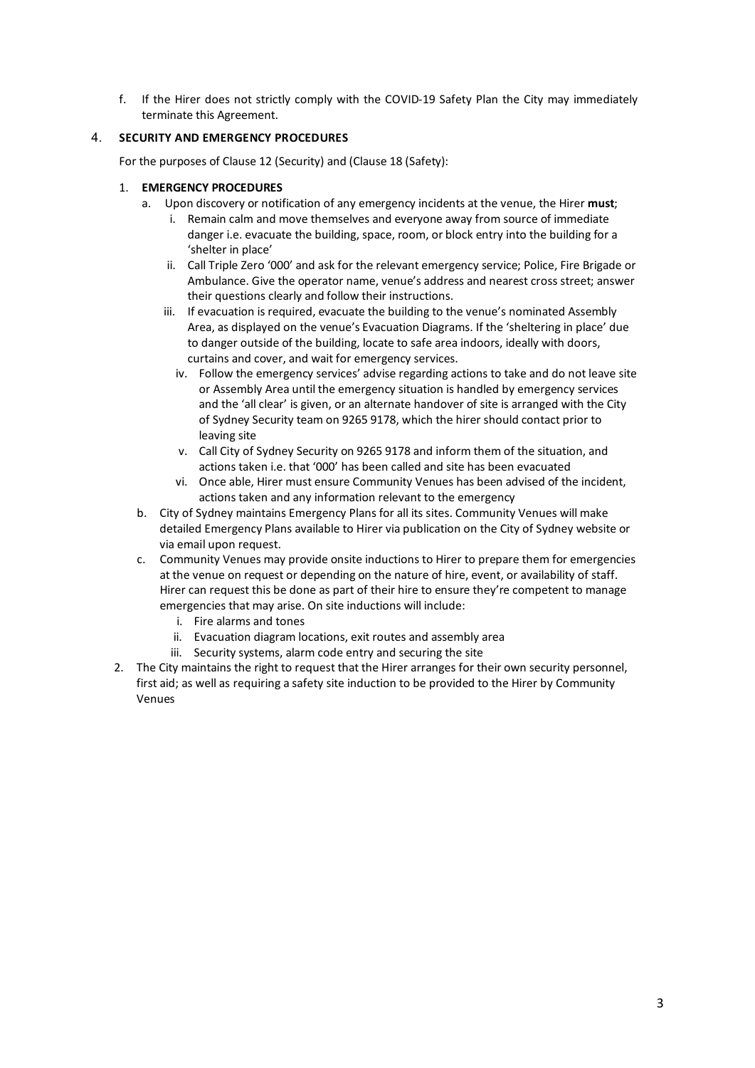f. If the Hirer does not strictly comply with the COVID-19 Safety Plan the City may immediately terminate this Agreement.

## 4. SECURITY AND EMERGENCY PROCEDURES

For the purposes of Clause 12 (Security) and (Clause 18 (Safety):

1. **EMERGENCY PROCEDURES**
   a. Upon discovery or notification of any emergency incidents at the venue, the Hirer **must**;
      i. Remain calm and move themselves and everyone away from source of immediate danger i.e. evacuate the building, space, room, or block entry into the building for a 'shelter in place'
      ii. Call Triple Zero '000' and ask for the relevant emergency service; Police, Fire Brigade or Ambulance. Give the operator name, venue's address and nearest cross street; answer their questions clearly and follow their instructions.
      iii. If evacuation is required, evacuate the building to the venue's nominated Assembly Area, as displayed on the venue's Evacuation Diagrams. If the 'sheltering in place' due to danger outside of the building, locate to safe area indoors, ideally with doors, curtains and cover, and wait for emergency services.
      iv. Follow the emergency services' advise regarding actions to take and do not leave site or Assembly Area until the emergency situation is handled by emergency services and the 'all clear' is given, or an alternate handover of site is arranged with the City of Sydney Security team on 9265 9178, which the hirer should contact prior to leaving site
      v. Call City of Sydney Security on 9265 9178 and inform them of the situation, and actions taken i.e. that '000' has been called and site has been evacuated
      vi. Once able, Hirer must ensure Community Venues has been advised of the incident, actions taken and any information relevant to the emergency

   b. City of Sydney maintains Emergency Plans for all its sites. Community Venues will make detailed Emergency Plans available to Hirer via publication on the City of Sydney website or via email upon request.

   c. Community Venues may provide onsite inductions to Hirer to prepare them for emergencies at the venue on request or depending on the nature of hire, event, or availability of staff. Hirer can request this be done as part of their hire to ensure they're competent to manage emergencies that may arise. On site inductions will include:
      i. Fire alarms and tones
      ii. Evacuation diagram locations, exit routes and assembly area
      iii. Security systems, alarm code entry and securing the site

2. The City maintains the right to request that the Hirer arranges for their own security personnel, first aid; as well as requiring a safety site induction to be provided to the Hirer by Community Venues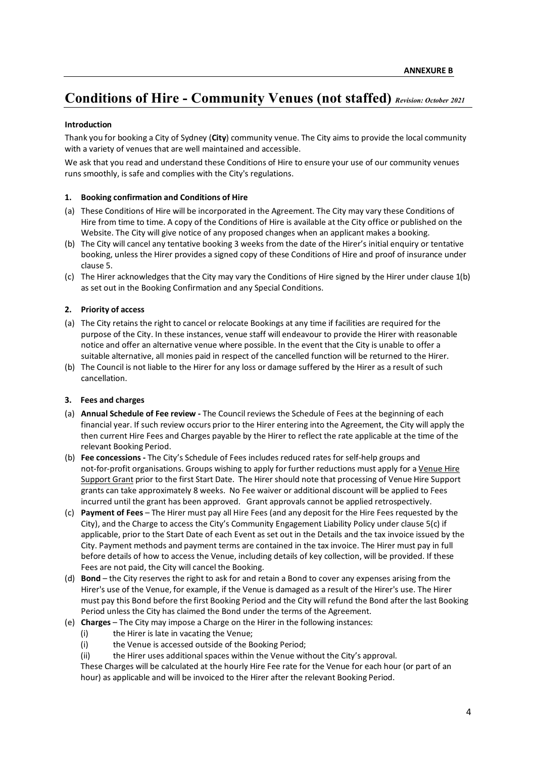**ANNEXURE B**

# Conditions of Hire - Community Venues (not staffed) *Revision: October 2021*

**Introduction**

Thank you for booking a City of Sydney (**City**) community venue. The City aims to provide the local community with a variety of venues that are well maintained and accessible.

We ask that you read and understand these Conditions of Hire to ensure your use of our community venues runs smoothly, is safe and complies with the City's regulations.

**1. Booking confirmation and Conditions of Hire**

(a) These Conditions of Hire will be incorporated in the Agreement. The City may vary these Conditions of Hire from time to time. A copy of the Conditions of Hire is available at the City office or published on the Website. The City will give notice of any proposed changes when an applicant makes a booking.

(b) The City will cancel any tentative booking 3 weeks from the date of the Hirer's initial enquiry or tentative booking, unless the Hirer provides a signed copy of these Conditions of Hire and proof of insurance under clause 5.

(c) The Hirer acknowledges that the City may vary the Conditions of Hire signed by the Hirer under clause 1(b) as set out in the Booking Confirmation and any Special Conditions.

**2. Priority of access**

(a) The City retains the right to cancel or relocate Bookings at any time if facilities are required for the purpose of the City. In these instances, venue staff will endeavour to provide the Hirer with reasonable notice and offer an alternative venue where possible. In the event that the City is unable to offer a suitable alternative, all monies paid in respect of the cancelled function will be returned to the Hirer.

(b) The Council is not liable to the Hirer for any loss or damage suffered by the Hirer as a result of such cancellation.

**3. Fees and charges**

(a) **Annual Schedule of Fee review -** The Council reviews the Schedule of Fees at the beginning of each financial year. If such review occurs prior to the Hirer entering into the Agreement, the City will apply the then current Hire Fees and Charges payable by the Hirer to reflect the rate applicable at the time of the relevant Booking Period.

(b) **Fee concessions -** The City's Schedule of Fees includes reduced rates for self-help groups and not-for-profit organisations. Groups wishing to apply for further reductions must apply for a Venue Hire Support Grant prior to the first Start Date. The Hirer should note that processing of Venue Hire Support grants can take approximately 8 weeks. No Fee waiver or additional discount will be applied to Fees incurred until the grant has been approved. Grant approvals cannot be applied retrospectively.

(c) **Payment of Fees** – The Hirer must pay all Hire Fees (and any deposit for the Hire Fees requested by the City), and the Charge to access the City's Community Engagement Liability Policy under clause 5(c) if applicable, prior to the Start Date of each Event as set out in the Details and the tax invoice issued by the City. Payment methods and payment terms are contained in the tax invoice. The Hirer must pay in full before details of how to access the Venue, including details of key collection, will be provided. If these Fees are not paid, the City will cancel the Booking.

(d) **Bond** – the City reserves the right to ask for and retain a Bond to cover any expenses arising from the Hirer's use of the Venue, for example, if the Venue is damaged as a result of the Hirer's use. The Hirer must pay this Bond before the first Booking Period and the City will refund the Bond after the last Booking Period unless the City has claimed the Bond under the terms of the Agreement.

(e) **Charges** – The City may impose a Charge on the Hirer in the following instances:

   (i) the Hirer is late in vacating the Venue;

   (i) the Venue is accessed outside of the Booking Period;

   (ii) the Hirer uses additional spaces within the Venue without the City's approval.

These Charges will be calculated at the hourly Hire Fee rate for the Venue for each hour (or part of an hour) as applicable and will be invoiced to the Hirer after the relevant Booking Period.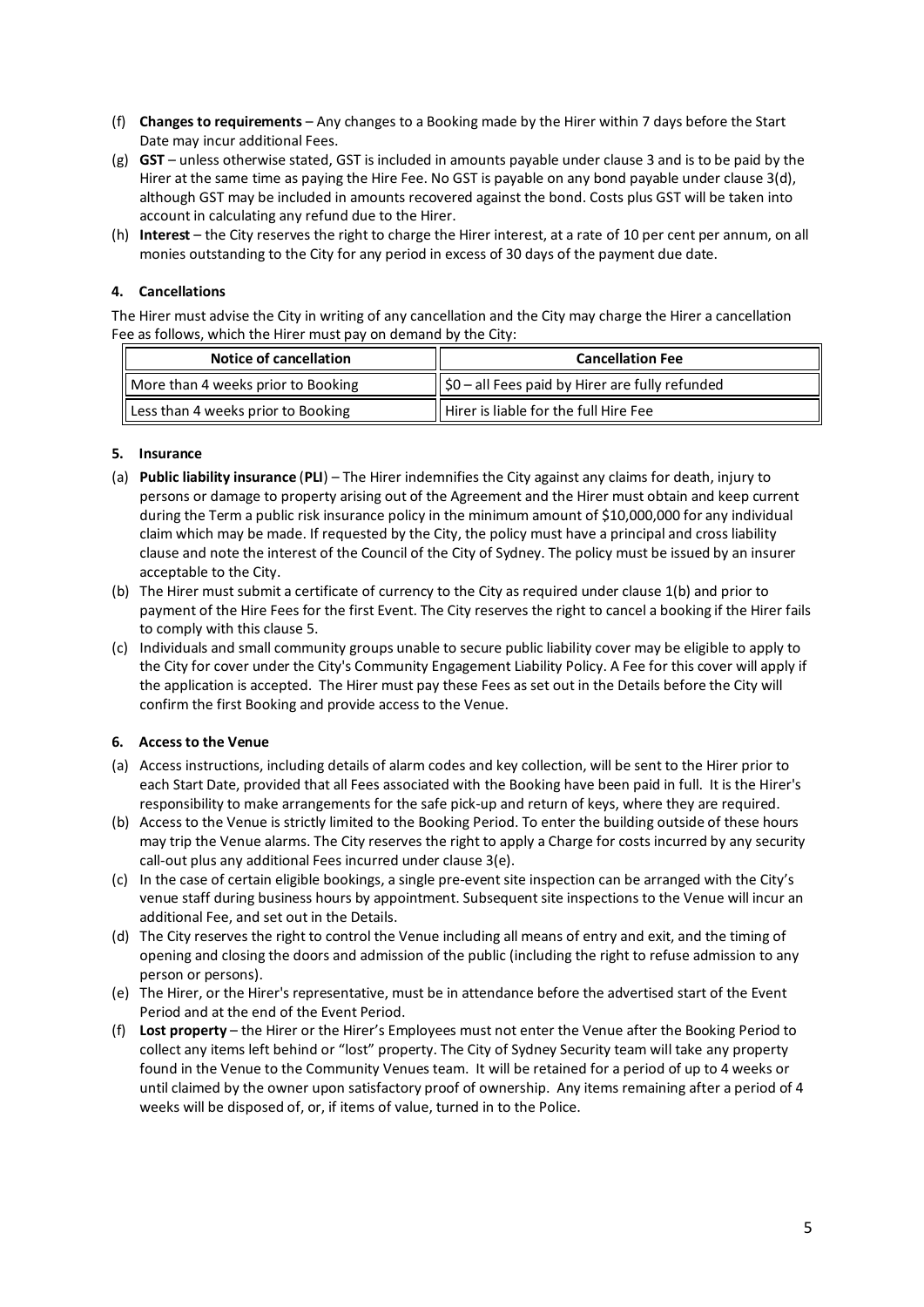(f) **Changes to requirements** – Any changes to a Booking made by the Hirer within 7 days before the Start Date may incur additional Fees.

(g) **GST** – unless otherwise stated, GST is included in amounts payable under clause 3 and is to be paid by the Hirer at the same time as paying the Hire Fee. No GST is payable on any bond payable under clause 3(d), although GST may be included in amounts recovered against the bond. Costs plus GST will be taken into account in calculating any refund due to the Hirer.

(h) **Interest** – the City reserves the right to charge the Hirer interest, at a rate of 10 per cent per annum, on all monies outstanding to the City for any period in excess of 30 days of the payment due date.

### 4. Cancellations

The Hirer must advise the City in writing of any cancellation and the City may charge the Hirer a cancellation Fee as follows, which the Hirer must pay on demand by the City:

| Notice of cancellation | Cancellation Fee |
|---|---|
| More than 4 weeks prior to Booking | $0 – all Fees paid by Hirer are fully refunded |
| Less than 4 weeks prior to Booking | Hirer is liable for the full Hire Fee |

### 5. Insurance

(a) **Public liability insurance** (**PLI**) – The Hirer indemnifies the City against any claims for death, injury to persons or damage to property arising out of the Agreement and the Hirer must obtain and keep current during the Term a public risk insurance policy in the minimum amount of $10,000,000 for any individual claim which may be made. If requested by the City, the policy must have a principal and cross liability clause and note the interest of the Council of the City of Sydney. The policy must be issued by an insurer acceptable to the City.

(b) The Hirer must submit a certificate of currency to the City as required under clause 1(b) and prior to payment of the Hire Fees for the first Event. The City reserves the right to cancel a booking if the Hirer fails to comply with this clause 5.

(c) Individuals and small community groups unable to secure public liability cover may be eligible to apply to the City for cover under the City's Community Engagement Liability Policy. A Fee for this cover will apply if the application is accepted. The Hirer must pay these Fees as set out in the Details before the City will confirm the first Booking and provide access to the Venue.

### 6. Access to the Venue

(a) Access instructions, including details of alarm codes and key collection, will be sent to the Hirer prior to each Start Date, provided that all Fees associated with the Booking have been paid in full. It is the Hirer's responsibility to make arrangements for the safe pick-up and return of keys, where they are required.

(b) Access to the Venue is strictly limited to the Booking Period. To enter the building outside of these hours may trip the Venue alarms. The City reserves the right to apply a Charge for costs incurred by any security call-out plus any additional Fees incurred under clause 3(e).

(c) In the case of certain eligible bookings, a single pre-event site inspection can be arranged with the City's venue staff during business hours by appointment. Subsequent site inspections to the Venue will incur an additional Fee, and set out in the Details.

(d) The City reserves the right to control the Venue including all means of entry and exit, and the timing of opening and closing the doors and admission of the public (including the right to refuse admission to any person or persons).

(e) The Hirer, or the Hirer's representative, must be in attendance before the advertised start of the Event Period and at the end of the Event Period.

(f) **Lost property** – the Hirer or the Hirer's Employees must not enter the Venue after the Booking Period to collect any items left behind or "lost" property. The City of Sydney Security team will take any property found in the Venue to the Community Venues team. It will be retained for a period of up to 4 weeks or until claimed by the owner upon satisfactory proof of ownership. Any items remaining after a period of 4 weeks will be disposed of, or, if items of value, turned in to the Police.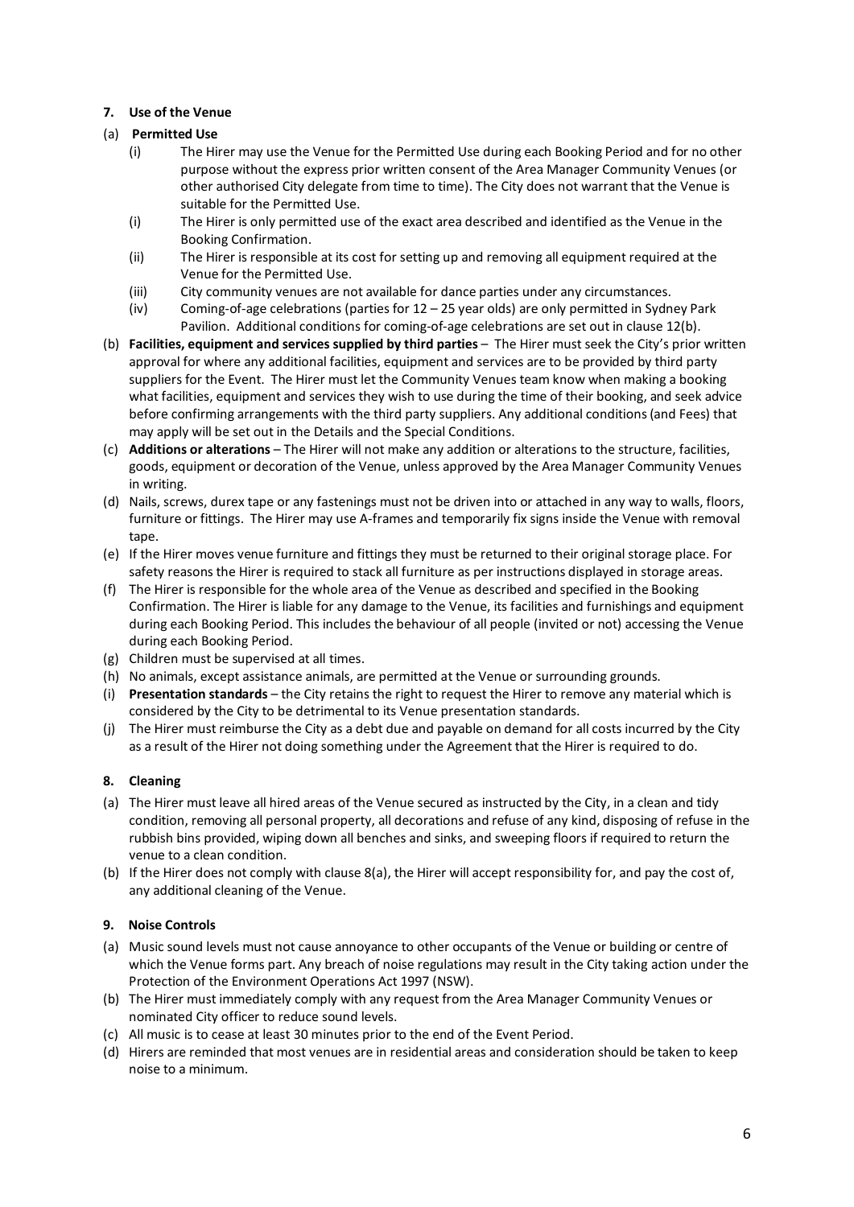**7. Use of the Venue**

(a) **Permitted Use**

  (i) The Hirer may use the Venue for the Permitted Use during each Booking Period and for no other purpose without the express prior written consent of the Area Manager Community Venues (or other authorised City delegate from time to time). The City does not warrant that the Venue is suitable for the Permitted Use.

  (i) The Hirer is only permitted use of the exact area described and identified as the Venue in the Booking Confirmation.

  (ii) The Hirer is responsible at its cost for setting up and removing all equipment required at the Venue for the Permitted Use.

  (iii) City community venues are not available for dance parties under any circumstances.

  (iv) Coming-of-age celebrations (parties for 12 – 25 year olds) are only permitted in Sydney Park Pavilion. Additional conditions for coming-of-age celebrations are set out in clause 12(b).

(b) **Facilities, equipment and services supplied by third parties** – The Hirer must seek the City's prior written approval for where any additional facilities, equipment and services are to be provided by third party suppliers for the Event. The Hirer must let the Community Venues team know when making a booking what facilities, equipment and services they wish to use during the time of their booking, and seek advice before confirming arrangements with the third party suppliers. Any additional conditions (and Fees) that may apply will be set out in the Details and the Special Conditions.

(c) **Additions or alterations** – The Hirer will not make any addition or alterations to the structure, facilities, goods, equipment or decoration of the Venue, unless approved by the Area Manager Community Venues in writing.

(d) Nails, screws, durex tape or any fastenings must not be driven into or attached in any way to walls, floors, furniture or fittings. The Hirer may use A-frames and temporarily fix signs inside the Venue with removal tape.

(e) If the Hirer moves venue furniture and fittings they must be returned to their original storage place. For safety reasons the Hirer is required to stack all furniture as per instructions displayed in storage areas.

(f) The Hirer is responsible for the whole area of the Venue as described and specified in the Booking Confirmation. The Hirer is liable for any damage to the Venue, its facilities and furnishings and equipment during each Booking Period. This includes the behaviour of all people (invited or not) accessing the Venue during each Booking Period.

(g) Children must be supervised at all times.

(h) No animals, except assistance animals, are permitted at the Venue or surrounding grounds.

(i) **Presentation standards** – the City retains the right to request the Hirer to remove any material which is considered by the City to be detrimental to its Venue presentation standards.

(j) The Hirer must reimburse the City as a debt due and payable on demand for all costs incurred by the City as a result of the Hirer not doing something under the Agreement that the Hirer is required to do.

**8. Cleaning**

(a) The Hirer must leave all hired areas of the Venue secured as instructed by the City, in a clean and tidy condition, removing all personal property, all decorations and refuse of any kind, disposing of refuse in the rubbish bins provided, wiping down all benches and sinks, and sweeping floors if required to return the venue to a clean condition.

(b) If the Hirer does not comply with clause 8(a), the Hirer will accept responsibility for, and pay the cost of, any additional cleaning of the Venue.

**9. Noise Controls**

(a) Music sound levels must not cause annoyance to other occupants of the Venue or building or centre of which the Venue forms part. Any breach of noise regulations may result in the City taking action under the Protection of the Environment Operations Act 1997 (NSW).

(b) The Hirer must immediately comply with any request from the Area Manager Community Venues or nominated City officer to reduce sound levels.

(c) All music is to cease at least 30 minutes prior to the end of the Event Period.

(d) Hirers are reminded that most venues are in residential areas and consideration should be taken to keep noise to a minimum.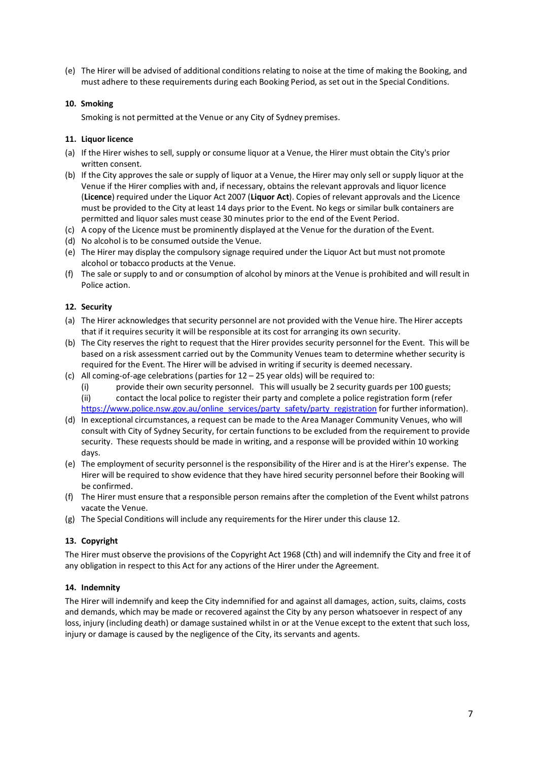(e) The Hirer will be advised of additional conditions relating to noise at the time of making the Booking, and must adhere to these requirements during each Booking Period, as set out in the Special Conditions.

### 10. Smoking

Smoking is not permitted at the Venue or any City of Sydney premises.

### 11. Liquor licence

(a) If the Hirer wishes to sell, supply or consume liquor at a Venue, the Hirer must obtain the City's prior written consent.

(b) If the City approves the sale or supply of liquor at a Venue, the Hirer may only sell or supply liquor at the Venue if the Hirer complies with and, if necessary, obtains the relevant approvals and liquor licence (**Licence**) required under the Liquor Act 2007 (**Liquor Act**). Copies of relevant approvals and the Licence must be provided to the City at least 14 days prior to the Event. No kegs or similar bulk containers are permitted and liquor sales must cease 30 minutes prior to the end of the Event Period.

(c) A copy of the Licence must be prominently displayed at the Venue for the duration of the Event.

(d) No alcohol is to be consumed outside the Venue.

(e) The Hirer may display the compulsory signage required under the Liquor Act but must not promote alcohol or tobacco products at the Venue.

(f) The sale or supply to and or consumption of alcohol by minors at the Venue is prohibited and will result in Police action.

### 12. Security

(a) The Hirer acknowledges that security personnel are not provided with the Venue hire. The Hirer accepts that if it requires security it will be responsible at its cost for arranging its own security.

(b) The City reserves the right to request that the Hirer provides security personnel for the Event. This will be based on a risk assessment carried out by the Community Venues team to determine whether security is required for the Event. The Hirer will be advised in writing if security is deemed necessary.

(c) All coming-of-age celebrations (parties for 12 – 25 year olds) will be required to:

  (i) provide their own security personnel. This will usually be 2 security guards per 100 guests;

  (ii) contact the local police to register their party and complete a police registration form (refer https://www.police.nsw.gov.au/online_services/party_safety/party_registration for further information).

(d) In exceptional circumstances, a request can be made to the Area Manager Community Venues, who will consult with City of Sydney Security, for certain functions to be excluded from the requirement to provide security. These requests should be made in writing, and a response will be provided within 10 working days.

(e) The employment of security personnel is the responsibility of the Hirer and is at the Hirer's expense. The Hirer will be required to show evidence that they have hired security personnel before their Booking will be confirmed.

(f) The Hirer must ensure that a responsible person remains after the completion of the Event whilst patrons vacate the Venue.

(g) The Special Conditions will include any requirements for the Hirer under this clause 12.

### 13. Copyright

The Hirer must observe the provisions of the Copyright Act 1968 (Cth) and will indemnify the City and free it of any obligation in respect to this Act for any actions of the Hirer under the Agreement.

### 14. Indemnity

The Hirer will indemnify and keep the City indemnified for and against all damages, action, suits, claims, costs and demands, which may be made or recovered against the City by any person whatsoever in respect of any loss, injury (including death) or damage sustained whilst in or at the Venue except to the extent that such loss, injury or damage is caused by the negligence of the City, its servants and agents.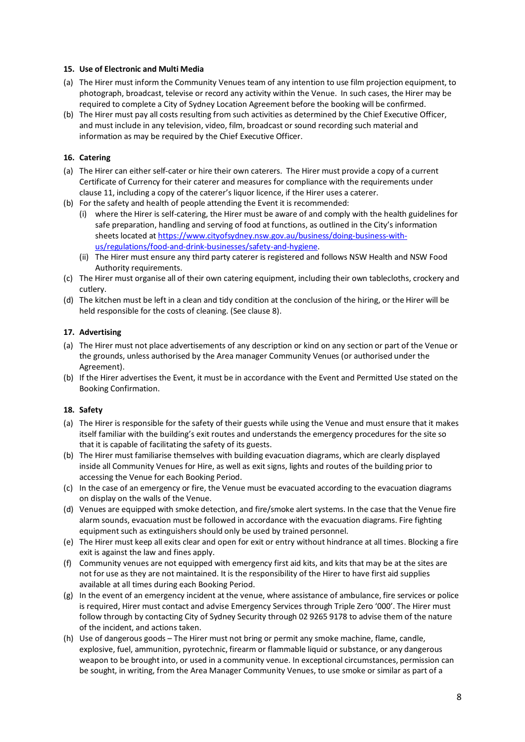## 15. Use of Electronic and Multi Media

(a) The Hirer must inform the Community Venues team of any intention to use film projection equipment, to photograph, broadcast, televise or record any activity within the Venue. In such cases, the Hirer may be required to complete a City of Sydney Location Agreement before the booking will be confirmed.

(b) The Hirer must pay all costs resulting from such activities as determined by the Chief Executive Officer, and must include in any television, video, film, broadcast or sound recording such material and information as may be required by the Chief Executive Officer.

## 16. Catering

(a) The Hirer can either self-cater or hire their own caterers. The Hirer must provide a copy of a current Certificate of Currency for their caterer and measures for compliance with the requirements under clause 11, including a copy of the caterer's liquor licence, if the Hirer uses a caterer.

(b) For the safety and health of people attending the Event it is recommended:

  (i) where the Hirer is self-catering, the Hirer must be aware of and comply with the health guidelines for safe preparation, handling and serving of food at functions, as outlined in the City's information sheets located at [https://www.cityofsydney.nsw.gov.au/business/doing-business-with-us/regulations/food-and-drink-businesses/safety-and-hygiene](https://www.cityofsydney.nsw.gov.au/business/doing-business-with-us/regulations/food-and-drink-businesses/safety-and-hygiene).

  (ii) The Hirer must ensure any third party caterer is registered and follows NSW Health and NSW Food Authority requirements.

(c) The Hirer must organise all of their own catering equipment, including their own tablecloths, crockery and cutlery.

(d) The kitchen must be left in a clean and tidy condition at the conclusion of the hiring, or the Hirer will be held responsible for the costs of cleaning. (See clause 8).

## 17. Advertising

(a) The Hirer must not place advertisements of any description or kind on any section or part of the Venue or the grounds, unless authorised by the Area manager Community Venues (or authorised under the Agreement).

(b) If the Hirer advertises the Event, it must be in accordance with the Event and Permitted Use stated on the Booking Confirmation.

## 18. Safety

(a) The Hirer is responsible for the safety of their guests while using the Venue and must ensure that it makes itself familiar with the building's exit routes and understands the emergency procedures for the site so that it is capable of facilitating the safety of its guests.

(b) The Hirer must familiarise themselves with building evacuation diagrams, which are clearly displayed inside all Community Venues for Hire, as well as exit signs, lights and routes of the building prior to accessing the Venue for each Booking Period.

(c) In the case of an emergency or fire, the Venue must be evacuated according to the evacuation diagrams on display on the walls of the Venue.

(d) Venues are equipped with smoke detection, and fire/smoke alert systems. In the case that the Venue fire alarm sounds, evacuation must be followed in accordance with the evacuation diagrams. Fire fighting equipment such as extinguishers should only be used by trained personnel.

(e) The Hirer must keep all exits clear and open for exit or entry without hindrance at all times. Blocking a fire exit is against the law and fines apply.

(f) Community venues are not equipped with emergency first aid kits, and kits that may be at the sites are not for use as they are not maintained. It is the responsibility of the Hirer to have first aid supplies available at all times during each Booking Period.

(g) In the event of an emergency incident at the venue, where assistance of ambulance, fire services or police is required, Hirer must contact and advise Emergency Services through Triple Zero '000'. The Hirer must follow through by contacting City of Sydney Security through 02 9265 9178 to advise them of the nature of the incident, and actions taken.

(h) Use of dangerous goods – The Hirer must not bring or permit any smoke machine, flame, candle, explosive, fuel, ammunition, pyrotechnic, firearm or flammable liquid or substance, or any dangerous weapon to be brought into, or used in a community venue. In exceptional circumstances, permission can be sought, in writing, from the Area Manager Community Venues, to use smoke or similar as part of a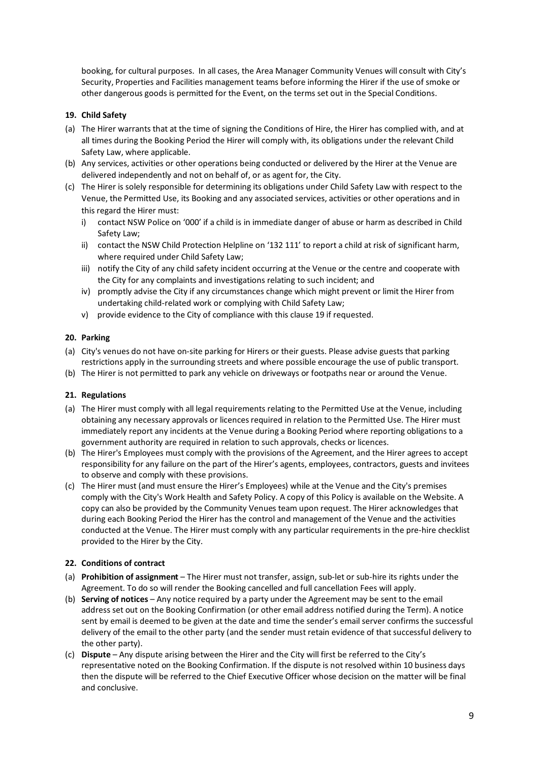booking, for cultural purposes. In all cases, the Area Manager Community Venues will consult with City's Security, Properties and Facilities management teams before informing the Hirer if the use of smoke or other dangerous goods is permitted for the Event, on the terms set out in the Special Conditions.

**19. Child Safety**

(a) The Hirer warrants that at the time of signing the Conditions of Hire, the Hirer has complied with, and at all times during the Booking Period the Hirer will comply with, its obligations under the relevant Child Safety Law, where applicable.

(b) Any services, activities or other operations being conducted or delivered by the Hirer at the Venue are delivered independently and not on behalf of, or as agent for, the City.

(c) The Hirer is solely responsible for determining its obligations under Child Safety Law with respect to the Venue, the Permitted Use, its Booking and any associated services, activities or other operations and in this regard the Hirer must:

   i) contact NSW Police on '000' if a child is in immediate danger of abuse or harm as described in Child Safety Law;

   ii) contact the NSW Child Protection Helpline on '132 111' to report a child at risk of significant harm, where required under Child Safety Law;

   iii) notify the City of any child safety incident occurring at the Venue or the centre and cooperate with the City for any complaints and investigations relating to such incident; and

   iv) promptly advise the City if any circumstances change which might prevent or limit the Hirer from undertaking child-related work or complying with Child Safety Law;

   v) provide evidence to the City of compliance with this clause 19 if requested.

**20. Parking**

(a) City's venues do not have on-site parking for Hirers or their guests. Please advise guests that parking restrictions apply in the surrounding streets and where possible encourage the use of public transport.

(b) The Hirer is not permitted to park any vehicle on driveways or footpaths near or around the Venue.

**21. Regulations**

(a) The Hirer must comply with all legal requirements relating to the Permitted Use at the Venue, including obtaining any necessary approvals or licences required in relation to the Permitted Use. The Hirer must immediately report any incidents at the Venue during a Booking Period where reporting obligations to a government authority are required in relation to such approvals, checks or licences.

(b) The Hirer's Employees must comply with the provisions of the Agreement, and the Hirer agrees to accept responsibility for any failure on the part of the Hirer's agents, employees, contractors, guests and invitees to observe and comply with these provisions.

(c) The Hirer must (and must ensure the Hirer's Employees) while at the Venue and the City's premises comply with the City's Work Health and Safety Policy. A copy of this Policy is available on the Website. A copy can also be provided by the Community Venues team upon request. The Hirer acknowledges that during each Booking Period the Hirer has the control and management of the Venue and the activities conducted at the Venue. The Hirer must comply with any particular requirements in the pre-hire checklist provided to the Hirer by the City.

**22. Conditions of contract**

(a) **Prohibition of assignment** – The Hirer must not transfer, assign, sub-let or sub-hire its rights under the Agreement. To do so will render the Booking cancelled and full cancellation Fees will apply.

(b) **Serving of notices** – Any notice required by a party under the Agreement may be sent to the email address set out on the Booking Confirmation (or other email address notified during the Term). A notice sent by email is deemed to be given at the date and time the sender's email server confirms the successful delivery of the email to the other party (and the sender must retain evidence of that successful delivery to the other party).

(c) **Dispute** – Any dispute arising between the Hirer and the City will first be referred to the City's representative noted on the Booking Confirmation. If the dispute is not resolved within 10 business days then the dispute will be referred to the Chief Executive Officer whose decision on the matter will be final and conclusive.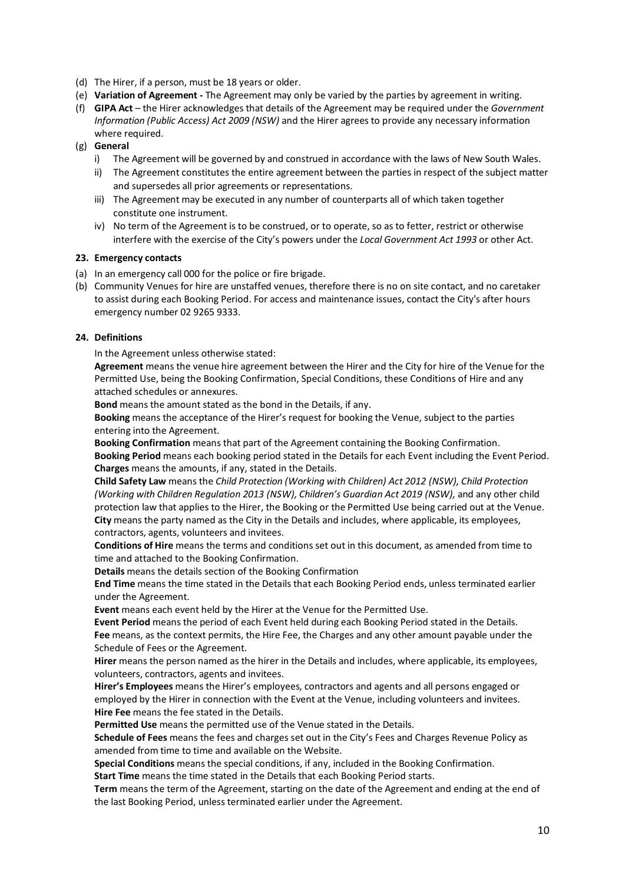(d) The Hirer, if a person, must be 18 years or older.

(e) **Variation of Agreement -** The Agreement may only be varied by the parties by agreement in writing.

(f) **GIPA Act** – the Hirer acknowledges that details of the Agreement may be required under the *Government Information (Public Access) Act 2009 (NSW)* and the Hirer agrees to provide any necessary information where required.

(g) **General**

- i) The Agreement will be governed by and construed in accordance with the laws of New South Wales.
- ii) The Agreement constitutes the entire agreement between the parties in respect of the subject matter and supersedes all prior agreements or representations.
- iii) The Agreement may be executed in any number of counterparts all of which taken together constitute one instrument.
- iv) No term of the Agreement is to be construed, or to operate, so as to fetter, restrict or otherwise interfere with the exercise of the City's powers under the *Local Government Act 1993* or other Act.

## 23. Emergency contacts

(a) In an emergency call 000 for the police or fire brigade.

(b) Community Venues for hire are unstaffed venues, therefore there is no on site contact, and no caretaker to assist during each Booking Period. For access and maintenance issues, contact the City's after hours emergency number 02 9265 9333.

## 24. Definitions

In the Agreement unless otherwise stated:

**Agreement** means the venue hire agreement between the Hirer and the City for hire of the Venue for the Permitted Use, being the Booking Confirmation, Special Conditions, these Conditions of Hire and any attached schedules or annexures.

**Bond** means the amount stated as the bond in the Details, if any.

**Booking** means the acceptance of the Hirer's request for booking the Venue, subject to the parties entering into the Agreement.

**Booking Confirmation** means that part of the Agreement containing the Booking Confirmation.

**Booking Period** means each booking period stated in the Details for each Event including the Event Period.

**Charges** means the amounts, if any, stated in the Details.

**Child Safety Law** means the *Child Protection (Working with Children) Act 2012 (NSW), Child Protection (Working with Children Regulation 2013 (NSW), Children's Guardian Act 2019 (NSW),* and any other child protection law that applies to the Hirer, the Booking or the Permitted Use being carried out at the Venue.

**City** means the party named as the City in the Details and includes, where applicable, its employees, contractors, agents, volunteers and invitees.

**Conditions of Hire** means the terms and conditions set out in this document, as amended from time to time and attached to the Booking Confirmation.

**Details** means the details section of the Booking Confirmation

**End Time** means the time stated in the Details that each Booking Period ends, unless terminated earlier under the Agreement.

**Event** means each event held by the Hirer at the Venue for the Permitted Use.

**Event Period** means the period of each Event held during each Booking Period stated in the Details.

**Fee** means, as the context permits, the Hire Fee, the Charges and any other amount payable under the Schedule of Fees or the Agreement.

**Hirer** means the person named as the hirer in the Details and includes, where applicable, its employees, volunteers, contractors, agents and invitees.

**Hirer's Employees** means the Hirer's employees, contractors and agents and all persons engaged or employed by the Hirer in connection with the Event at the Venue, including volunteers and invitees.

**Hire Fee** means the fee stated in the Details.

**Permitted Use** means the permitted use of the Venue stated in the Details.

**Schedule of Fees** means the fees and charges set out in the City's Fees and Charges Revenue Policy as amended from time to time and available on the Website.

**Special Conditions** means the special conditions, if any, included in the Booking Confirmation.

**Start Time** means the time stated in the Details that each Booking Period starts.

**Term** means the term of the Agreement, starting on the date of the Agreement and ending at the end of the last Booking Period, unless terminated earlier under the Agreement.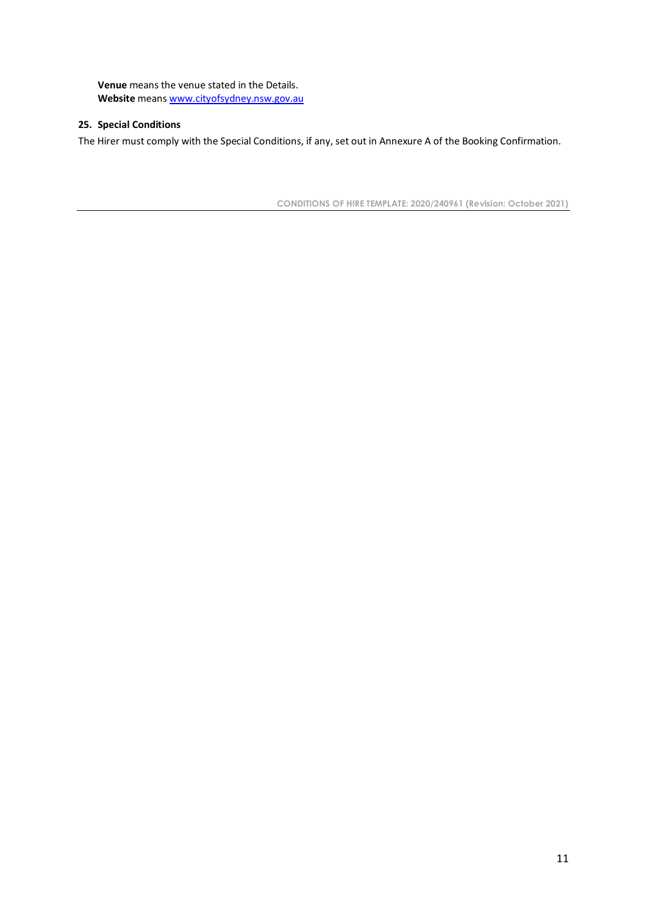**Venue** means the venue stated in the Details.
**Website** means www.cityofsydney.nsw.gov.au

## 25. Special Conditions

The Hirer must comply with the Special Conditions, if any, set out in Annexure A of the Booking Confirmation.